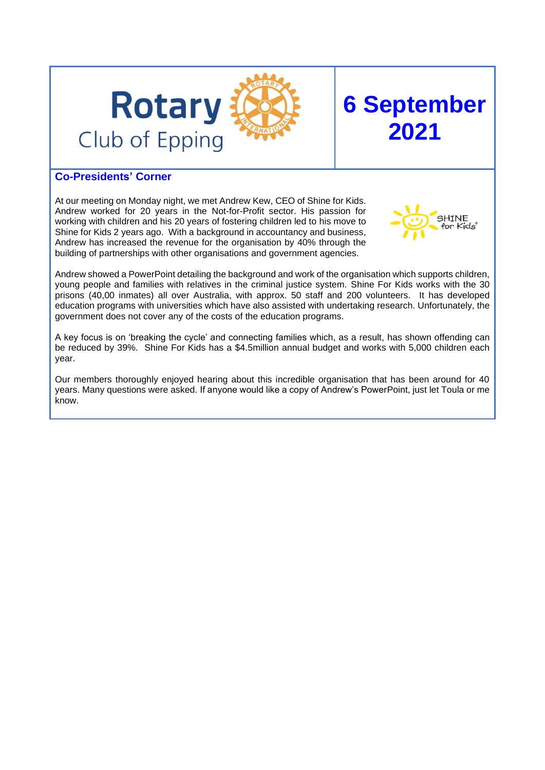# Rotary Club of Epping

# 6 September 2021

## Co-Presidents' Corner

At our meeting on Monday night, we met Andrew Kew, CEO of Shine for Kids. Andrew worked for 20 years in the Not-for-Profit sector. His passion for working with children and his 20 years of fostering children led to his move to Shine for Kids 2 years ago. With a background in accountancy and business, Andrew has increased the revenue for the organisation by 40% through the building of partnerships with other organisations and government agencies.

Andrew showed a PowerPoint detailing the background and work of the organisation which supports children, young people and families with relatives in the criminal justice system. Shine For Kids works with the 30 prisons (40,00 inmates) all over Australia, with approx. 50 staff and 200 volunteers. It has developed education programs with universities which have also assisted with undertaking research. Unfortunately, the government does not cover any of the costs of the education programs.

A key focus is on 'breaking the cycle' and connecting families which, as a result, has shown offending can be reduced by 39%. Shine For Kids has a $4.5million annual budget and works with 5,000 children each year.

Our members thoroughly enjoyed hearing about this incredible organisation that has been around for 40 years. Many questions were asked. If anyone would like a copy of Andrew's PowerPoint, just let Toula or me know.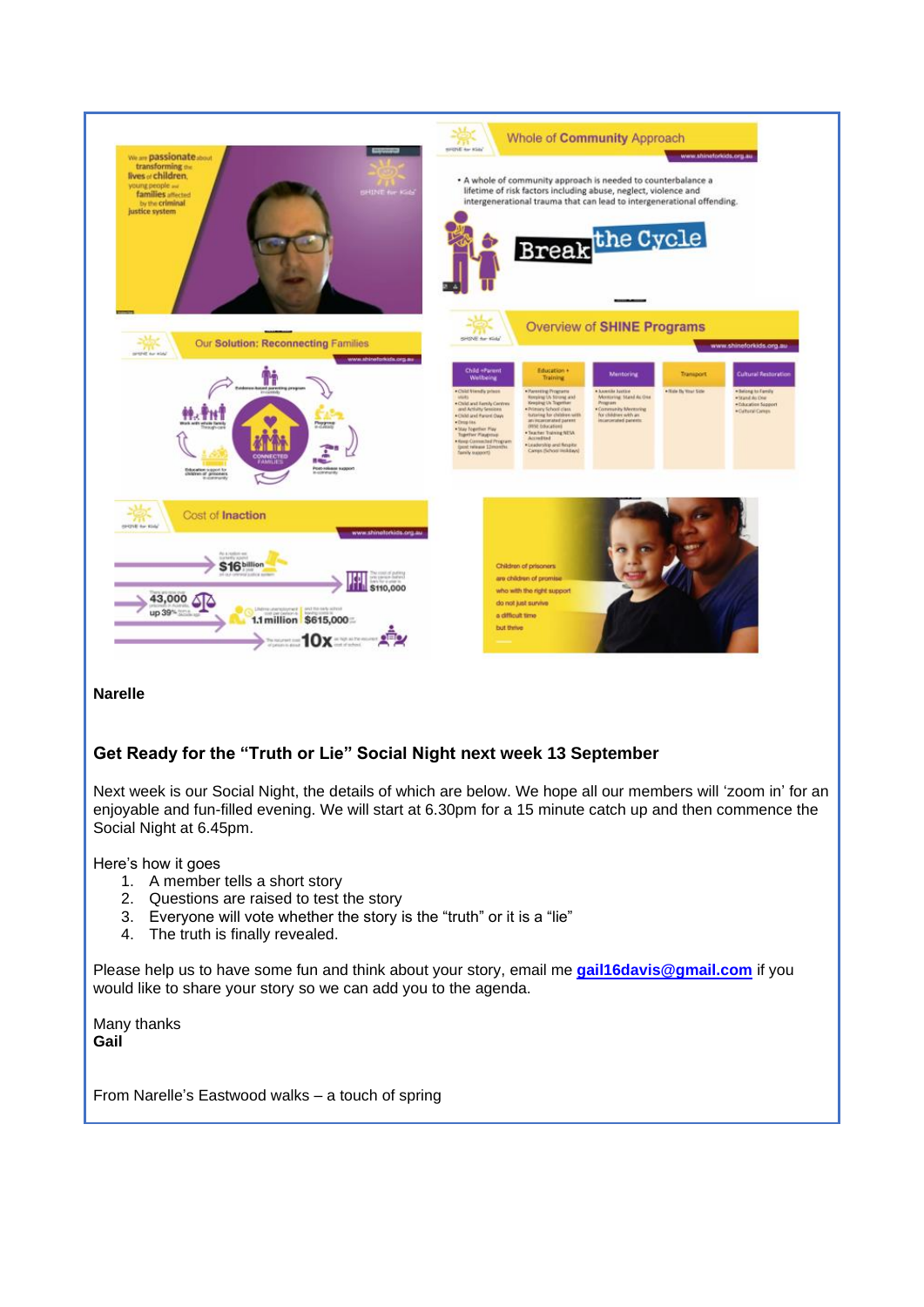**Narelle**

## Get Ready for the "Truth or Lie" Social Night next week 13 September

Next week is our Social Night, the details of which are below. We hope all our members will 'zoom in' for an enjoyable and fun-filled evening. We will start at 6.30pm for a 15 minute catch up and then commence the Social Night at 6.45pm.

Here's how it goes

1. A member tells a short story
2. Questions are raised to test the story
3. Everyone will vote whether the story is the "truth" or it is a "lie"
4. The truth is finally revealed.

Please help us to have some fun and think about your story, email me **gail16davis@gmail.com** if you would like to share your story so we can add you to the agenda.

Many thanks
**Gail**

From Narelle's Eastwood walks – a touch of spring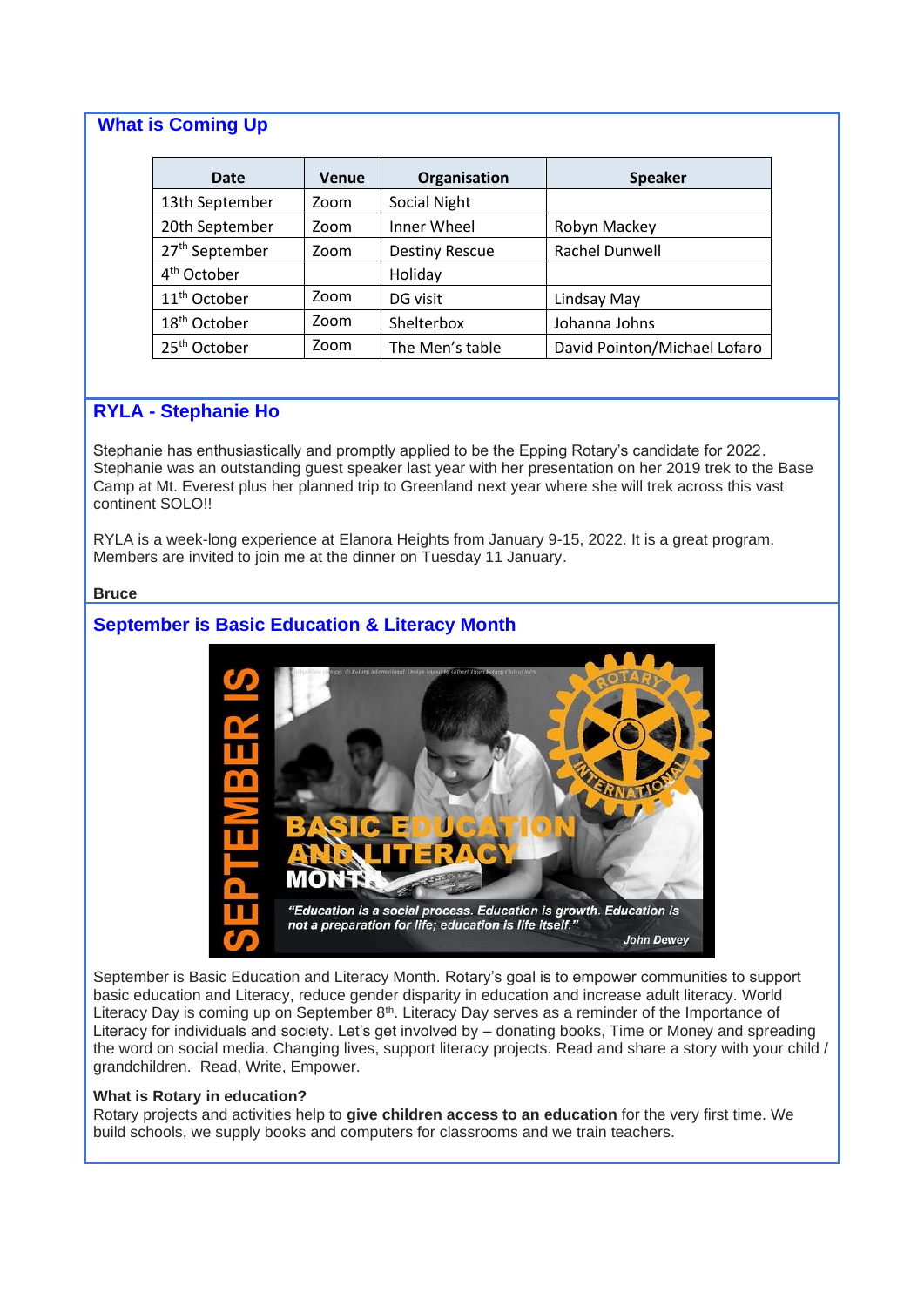## What is Coming Up

| Date | Venue | Organisation | Speaker |
|---|---|---|---|
| 13th September | Zoom | Social Night | |
| 20th September | Zoom | Inner Wheel | Robyn Mackey |
| 27th September | Zoom | Destiny Rescue | Rachel Dunwell |
| 4th October | | Holiday | |
| 11th October | Zoom | DG visit | Lindsay May |
| 18th October | Zoom | Shelterbox | Johanna Johns |
| 25th October | Zoom | The Men's table | David Pointon/Michael Lofaro |

## RYLA - Stephanie Ho

Stephanie has enthusiastically and promptly applied to be the Epping Rotary's candidate for 2022. Stephanie was an outstanding guest speaker last year with her presentation on her 2019 trek to the Base Camp at Mt. Everest plus her planned trip to Greenland next year where she will trek across this vast continent SOLO!!

RYLA is a week-long experience at Elanora Heights from January 9-15, 2022. It is a great program. Members are invited to join me at the dinner on Tuesday 11 January.

**Bruce**

## September is Basic Education & Literacy Month

September is Basic Education and Literacy Month. Rotary's goal is to empower communities to support basic education and Literacy, reduce gender disparity in education and increase adult literacy. World Literacy Day is coming up on September 8th. Literacy Day serves as a reminder of the Importance of Literacy for individuals and society. Let's get involved by – donating books, Time or Money and spreading the word on social media. Changing lives, support literacy projects. Read and share a story with your child / grandchildren. Read, Write, Empower.

**What is Rotary in education?**

Rotary projects and activities help to **give children access to an education** for the very first time. We build schools, we supply books and computers for classrooms and we train teachers.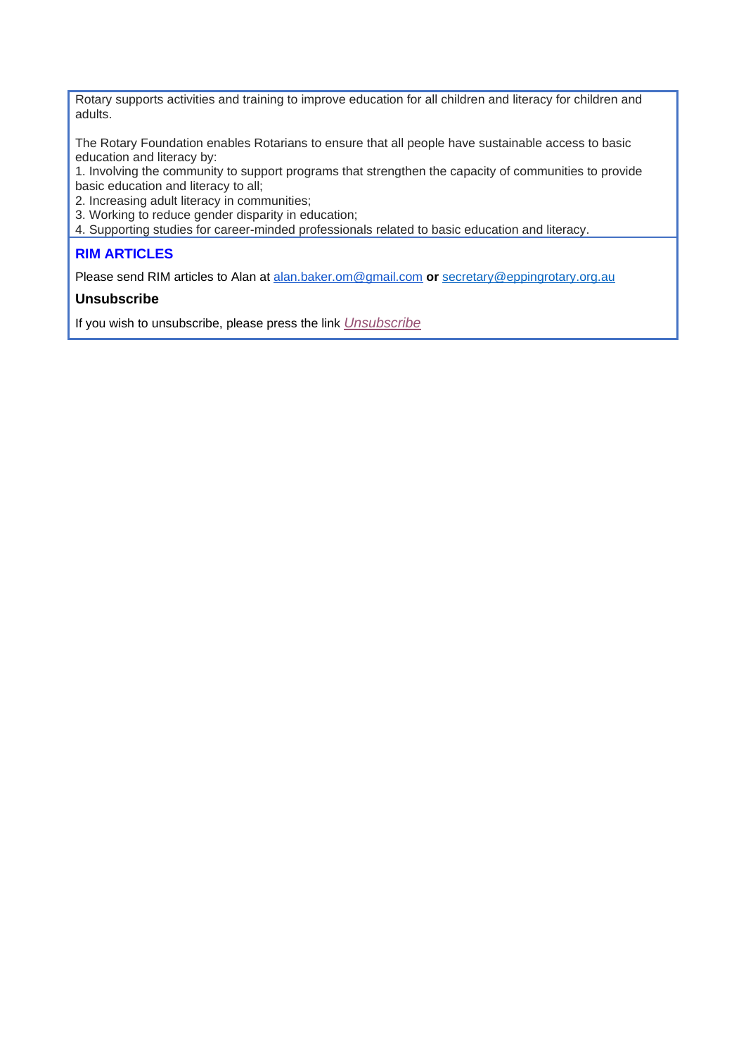Rotary supports activities and training to improve education for all children and literacy for children and adults.

The Rotary Foundation enables Rotarians to ensure that all people have sustainable access to basic education and literacy by:

1. Involving the community to support programs that strengthen the capacity of communities to provide basic education and literacy to all;
2. Increasing adult literacy in communities;
3. Working to reduce gender disparity in education;
4. Supporting studies for career-minded professionals related to basic education and literacy.

## RIM ARTICLES

Please send RIM articles to Alan at alan.baker.om@gmail.com **or** secretary@eppingrotary.org.au

### Unsubscribe

If you wish to unsubscribe, please press the link *Unsubscribe*